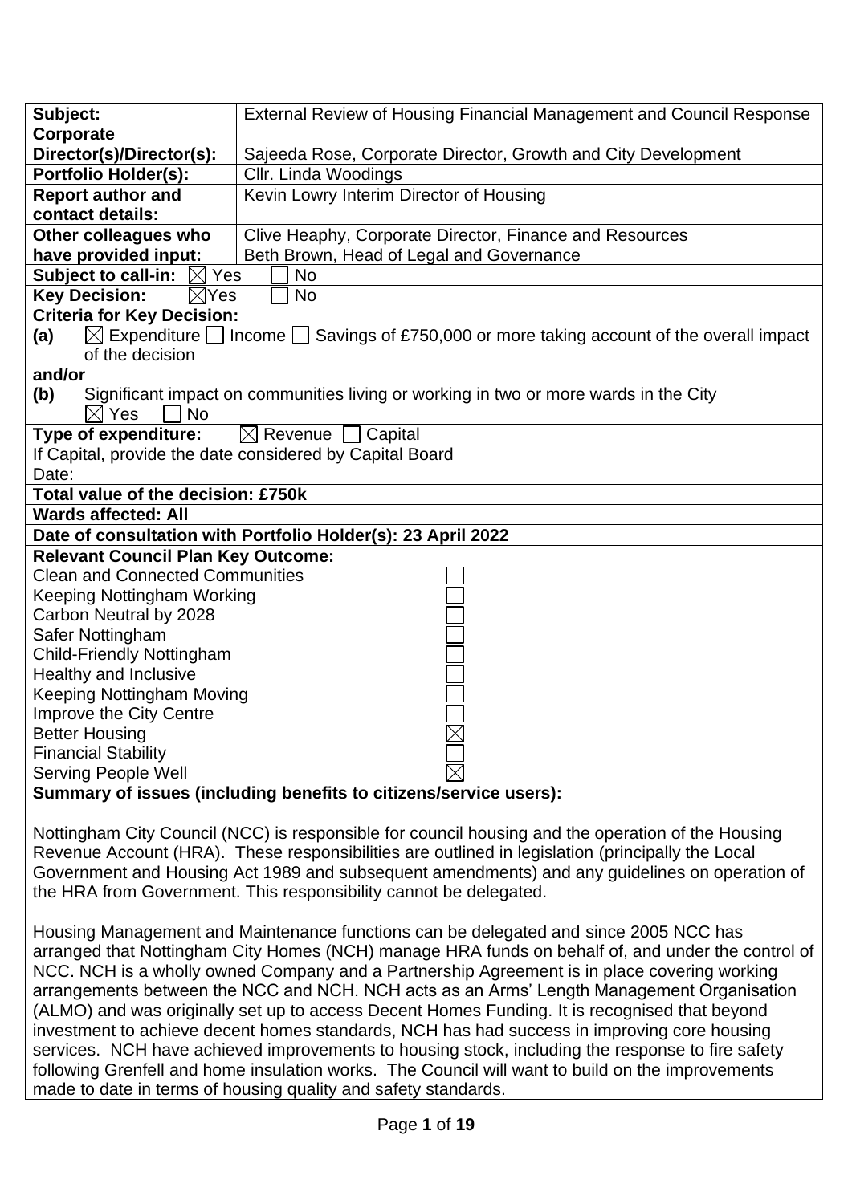| Subject: | External Review of Housing Financial Management and Council Response |
|---|---|
| Corporate Director(s)/Director(s): | Sajeeda Rose, Corporate Director, Growth and City Development |
| Portfolio Holder(s): | Cllr. Linda Woodings |
| Report author and contact details: | Kevin Lowry Interim Director of Housing |
| Other colleagues who have provided input: | Clive Heaphy, Corporate Director, Finance and Resources<br>Beth Brown, Head of Legal and Governance |

**Subject to call-in:** ☒ Yes ☐ No

**Key Decision:** ☒ Yes ☐ No

**Criteria for Key Decision:**

**(a)** ☒ Expenditure ☐ Income ☐ Savings of £750,000 or more taking account of the overall impact of the decision

**and/or**

**(b)** Significant impact on communities living or working in two or more wards in the City
☒ Yes ☐ No

**Type of expenditure:** ☒ Revenue ☐ Capital

If Capital, provide the date considered by Capital Board

Date:

**Total value of the decision: £750k**

**Wards affected: All**

**Date of consultation with Portfolio Holder(s): 23 April 2022**

**Relevant Council Plan Key Outcome:**

| | |
|---|---|
| Clean and Connected Communities | ☐ |
| Keeping Nottingham Working | ☐ |
| Carbon Neutral by 2028 | ☐ |
| Safer Nottingham | ☐ |
| Child-Friendly Nottingham | ☐ |
| Healthy and Inclusive | ☐ |
| Keeping Nottingham Moving | ☐ |
| Improve the City Centre | ☐ |
| Better Housing | ☒ |
| Financial Stability | ☐ |
| Serving People Well | ☒ |

**Summary of issues (including benefits to citizens/service users):**

Nottingham City Council (NCC) is responsible for council housing and the operation of the Housing Revenue Account (HRA). These responsibilities are outlined in legislation (principally the Local Government and Housing Act 1989 and subsequent amendments) and any guidelines on operation of the HRA from Government. This responsibility cannot be delegated.

Housing Management and Maintenance functions can be delegated and since 2005 NCC has arranged that Nottingham City Homes (NCH) manage HRA funds on behalf of, and under the control of NCC. NCH is a wholly owned Company and a Partnership Agreement is in place covering working arrangements between the NCC and NCH. NCH acts as an Arms' Length Management Organisation (ALMO) and was originally set up to access Decent Homes Funding. It is recognised that beyond investment to achieve decent homes standards, NCH has had success in improving core housing services. NCH have achieved improvements to housing stock, including the response to fire safety following Grenfell and home insulation works. The Council will want to build on the improvements made to date in terms of housing quality and safety standards.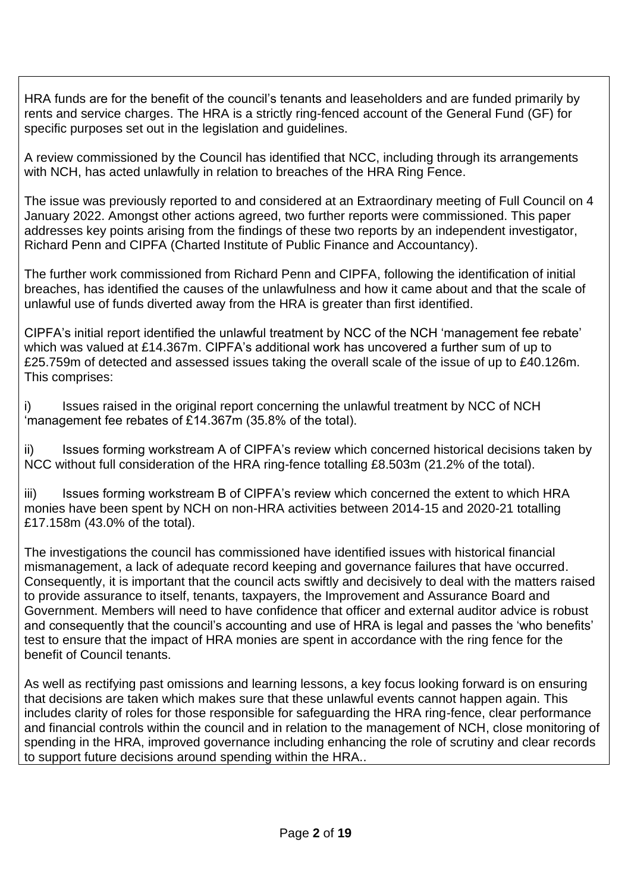HRA funds are for the benefit of the council's tenants and leaseholders and are funded primarily by rents and service charges. The HRA is a strictly ring-fenced account of the General Fund (GF) for specific purposes set out in the legislation and guidelines.

A review commissioned by the Council has identified that NCC, including through its arrangements with NCH, has acted unlawfully in relation to breaches of the HRA Ring Fence.

The issue was previously reported to and considered at an Extraordinary meeting of Full Council on 4 January 2022. Amongst other actions agreed, two further reports were commissioned. This paper addresses key points arising from the findings of these two reports by an independent investigator, Richard Penn and CIPFA (Charted Institute of Public Finance and Accountancy).

The further work commissioned from Richard Penn and CIPFA, following the identification of initial breaches, has identified the causes of the unlawfulness and how it came about and that the scale of unlawful use of funds diverted away from the HRA is greater than first identified.

CIPFA's initial report identified the unlawful treatment by NCC of the NCH 'management fee rebate' which was valued at £14.367m. CIPFA's additional work has uncovered a further sum of up to £25.759m of detected and assessed issues taking the overall scale of the issue of up to £40.126m. This comprises:

i) Issues raised in the original report concerning the unlawful treatment by NCC of NCH 'management fee rebates of £14.367m (35.8% of the total).

ii) Issues forming workstream A of CIPFA's review which concerned historical decisions taken by NCC without full consideration of the HRA ring-fence totalling £8.503m (21.2% of the total).

iii) Issues forming workstream B of CIPFA's review which concerned the extent to which HRA monies have been spent by NCH on non-HRA activities between 2014-15 and 2020-21 totalling £17.158m (43.0% of the total).

The investigations the council has commissioned have identified issues with historical financial mismanagement, a lack of adequate record keeping and governance failures that have occurred. Consequently, it is important that the council acts swiftly and decisively to deal with the matters raised to provide assurance to itself, tenants, taxpayers, the Improvement and Assurance Board and Government. Members will need to have confidence that officer and external auditor advice is robust and consequently that the council's accounting and use of HRA is legal and passes the 'who benefits' test to ensure that the impact of HRA monies are spent in accordance with the ring fence for the benefit of Council tenants.

As well as rectifying past omissions and learning lessons, a key focus looking forward is on ensuring that decisions are taken which makes sure that these unlawful events cannot happen again. This includes clarity of roles for those responsible for safeguarding the HRA ring-fence, clear performance and financial controls within the council and in relation to the management of NCH, close monitoring of spending in the HRA, improved governance including enhancing the role of scrutiny and clear records to support future decisions around spending within the HRA..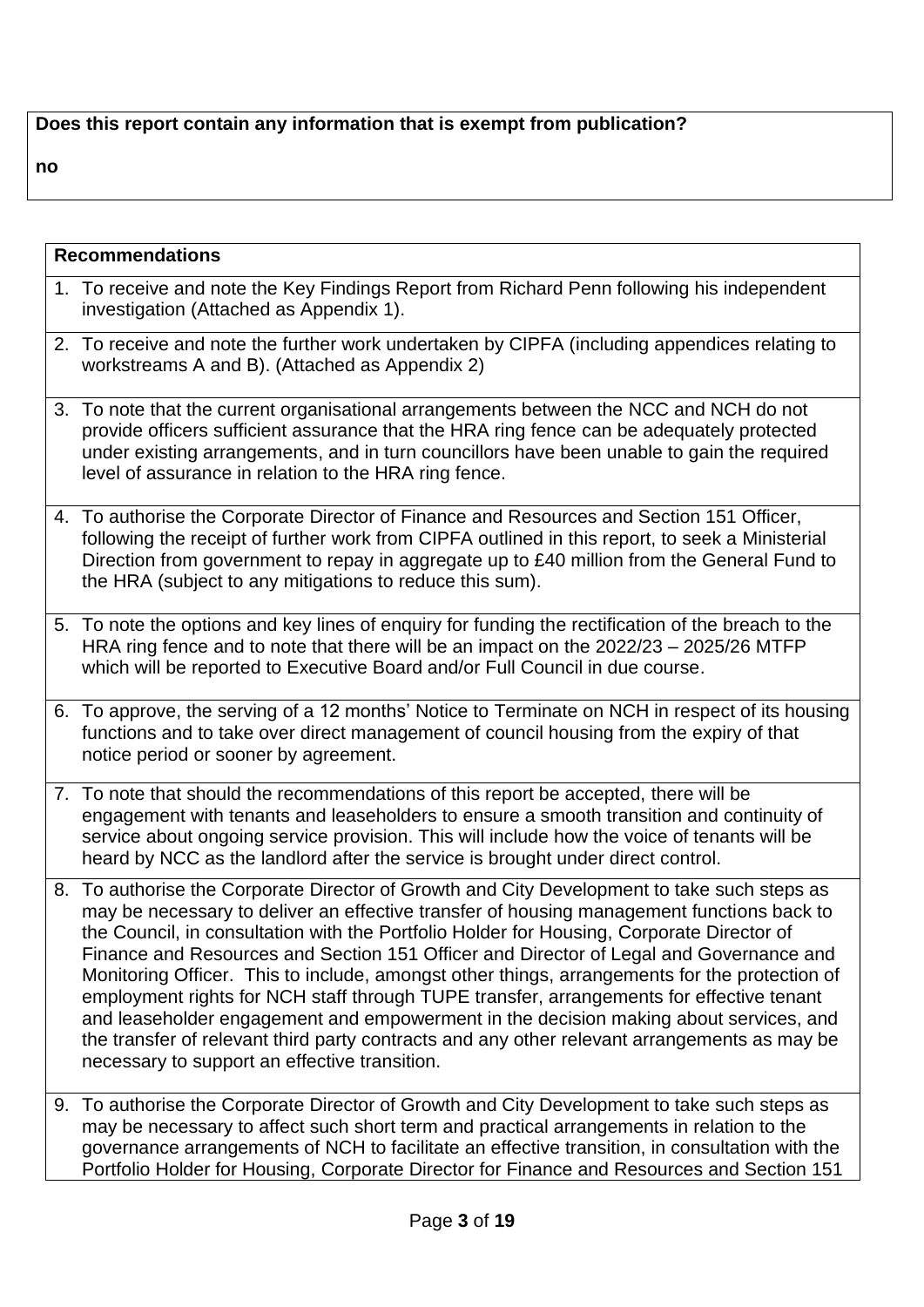**Does this report contain any information that is exempt from publication?**

**no**

**Recommendations**

1. To receive and note the Key Findings Report from Richard Penn following his independent investigation (Attached as Appendix 1).
2. To receive and note the further work undertaken by CIPFA (including appendices relating to workstreams A and B). (Attached as Appendix 2)
3. To note that the current organisational arrangements between the NCC and NCH do not provide officers sufficient assurance that the HRA ring fence can be adequately protected under existing arrangements, and in turn councillors have been unable to gain the required level of assurance in relation to the HRA ring fence.
4. To authorise the Corporate Director of Finance and Resources and Section 151 Officer, following the receipt of further work from CIPFA outlined in this report, to seek a Ministerial Direction from government to repay in aggregate up to £40 million from the General Fund to the HRA (subject to any mitigations to reduce this sum).
5. To note the options and key lines of enquiry for funding the rectification of the breach to the HRA ring fence and to note that there will be an impact on the 2022/23 – 2025/26 MTFP which will be reported to Executive Board and/or Full Council in due course.
6. To approve, the serving of a 12 months' Notice to Terminate on NCH in respect of its housing functions and to take over direct management of council housing from the expiry of that notice period or sooner by agreement.
7. To note that should the recommendations of this report be accepted, there will be engagement with tenants and leaseholders to ensure a smooth transition and continuity of service about ongoing service provision. This will include how the voice of tenants will be heard by NCC as the landlord after the service is brought under direct control.
8. To authorise the Corporate Director of Growth and City Development to take such steps as may be necessary to deliver an effective transfer of housing management functions back to the Council, in consultation with the Portfolio Holder for Housing, Corporate Director of Finance and Resources and Section 151 Officer and Director of Legal and Governance and Monitoring Officer. This to include, amongst other things, arrangements for the protection of employment rights for NCH staff through TUPE transfer, arrangements for effective tenant and leaseholder engagement and empowerment in the decision making about services, and the transfer of relevant third party contracts and any other relevant arrangements as may be necessary to support an effective transition.
9. To authorise the Corporate Director of Growth and City Development to take such steps as may be necessary to affect such short term and practical arrangements in relation to the governance arrangements of NCH to facilitate an effective transition, in consultation with the Portfolio Holder for Housing, Corporate Director for Finance and Resources and Section 151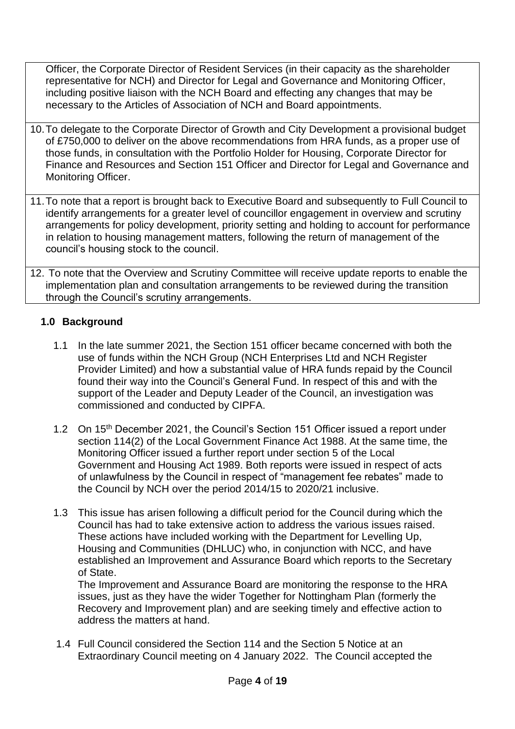Officer, the Corporate Director of Resident Services (in their capacity as the shareholder representative for NCH) and Director for Legal and Governance and Monitoring Officer, including positive liaison with the NCH Board and effecting any changes that may be necessary to the Articles of Association of NCH and Board appointments.

10. To delegate to the Corporate Director of Growth and City Development a provisional budget of £750,000 to deliver on the above recommendations from HRA funds, as a proper use of those funds, in consultation with the Portfolio Holder for Housing, Corporate Director for Finance and Resources and Section 151 Officer and Director for Legal and Governance and Monitoring Officer.

11. To note that a report is brought back to Executive Board and subsequently to Full Council to identify arrangements for a greater level of councillor engagement in overview and scrutiny arrangements for policy development, priority setting and holding to account for performance in relation to housing management matters, following the return of management of the council's housing stock to the council.

12. To note that the Overview and Scrutiny Committee will receive update reports to enable the implementation plan and consultation arrangements to be reviewed during the transition through the Council's scrutiny arrangements.

## 1.0 Background

1.1 In the late summer 2021, the Section 151 officer became concerned with both the use of funds within the NCH Group (NCH Enterprises Ltd and NCH Register Provider Limited) and how a substantial value of HRA funds repaid by the Council found their way into the Council's General Fund. In respect of this and with the support of the Leader and Deputy Leader of the Council, an investigation was commissioned and conducted by CIPFA.

1.2 On 15th December 2021, the Council's Section 151 Officer issued a report under section 114(2) of the Local Government Finance Act 1988. At the same time, the Monitoring Officer issued a further report under section 5 of the Local Government and Housing Act 1989. Both reports were issued in respect of acts of unlawfulness by the Council in respect of "management fee rebates" made to the Council by NCH over the period 2014/15 to 2020/21 inclusive.

1.3 This issue has arisen following a difficult period for the Council during which the Council has had to take extensive action to address the various issues raised. These actions have included working with the Department for Levelling Up, Housing and Communities (DHLUC) who, in conjunction with NCC, and have established an Improvement and Assurance Board which reports to the Secretary of State.
The Improvement and Assurance Board are monitoring the response to the HRA issues, just as they have the wider Together for Nottingham Plan (formerly the Recovery and Improvement plan) and are seeking timely and effective action to address the matters at hand.

1.4 Full Council considered the Section 114 and the Section 5 Notice at an Extraordinary Council meeting on 4 January 2022. The Council accepted the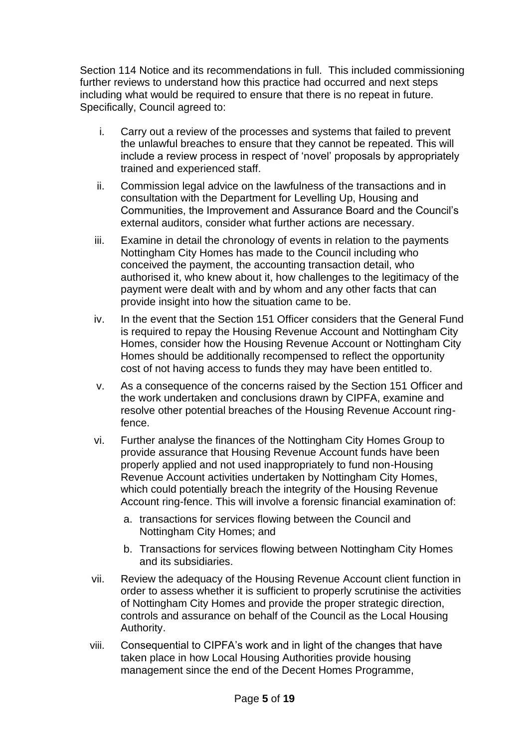Section 114 Notice and its recommendations in full. This included commissioning further reviews to understand how this practice had occurred and next steps including what would be required to ensure that there is no repeat in future. Specifically, Council agreed to:

i. Carry out a review of the processes and systems that failed to prevent the unlawful breaches to ensure that they cannot be repeated. This will include a review process in respect of 'novel' proposals by appropriately trained and experienced staff.

ii. Commission legal advice on the lawfulness of the transactions and in consultation with the Department for Levelling Up, Housing and Communities, the Improvement and Assurance Board and the Council's external auditors, consider what further actions are necessary.

iii. Examine in detail the chronology of events in relation to the payments Nottingham City Homes has made to the Council including who conceived the payment, the accounting transaction detail, who authorised it, who knew about it, how challenges to the legitimacy of the payment were dealt with and by whom and any other facts that can provide insight into how the situation came to be.

iv. In the event that the Section 151 Officer considers that the General Fund is required to repay the Housing Revenue Account and Nottingham City Homes, consider how the Housing Revenue Account or Nottingham City Homes should be additionally recompensed to reflect the opportunity cost of not having access to funds they may have been entitled to.

v. As a consequence of the concerns raised by the Section 151 Officer and the work undertaken and conclusions drawn by CIPFA, examine and resolve other potential breaches of the Housing Revenue Account ring-fence.

vi. Further analyse the finances of the Nottingham City Homes Group to provide assurance that Housing Revenue Account funds have been properly applied and not used inappropriately to fund non-Housing Revenue Account activities undertaken by Nottingham City Homes, which could potentially breach the integrity of the Housing Revenue Account ring-fence. This will involve a forensic financial examination of:

   a. transactions for services flowing between the Council and Nottingham City Homes; and

   b. Transactions for services flowing between Nottingham City Homes and its subsidiaries.

vii. Review the adequacy of the Housing Revenue Account client function in order to assess whether it is sufficient to properly scrutinise the activities of Nottingham City Homes and provide the proper strategic direction, controls and assurance on behalf of the Council as the Local Housing Authority.

viii. Consequential to CIPFA's work and in light of the changes that have taken place in how Local Housing Authorities provide housing management since the end of the Decent Homes Programme,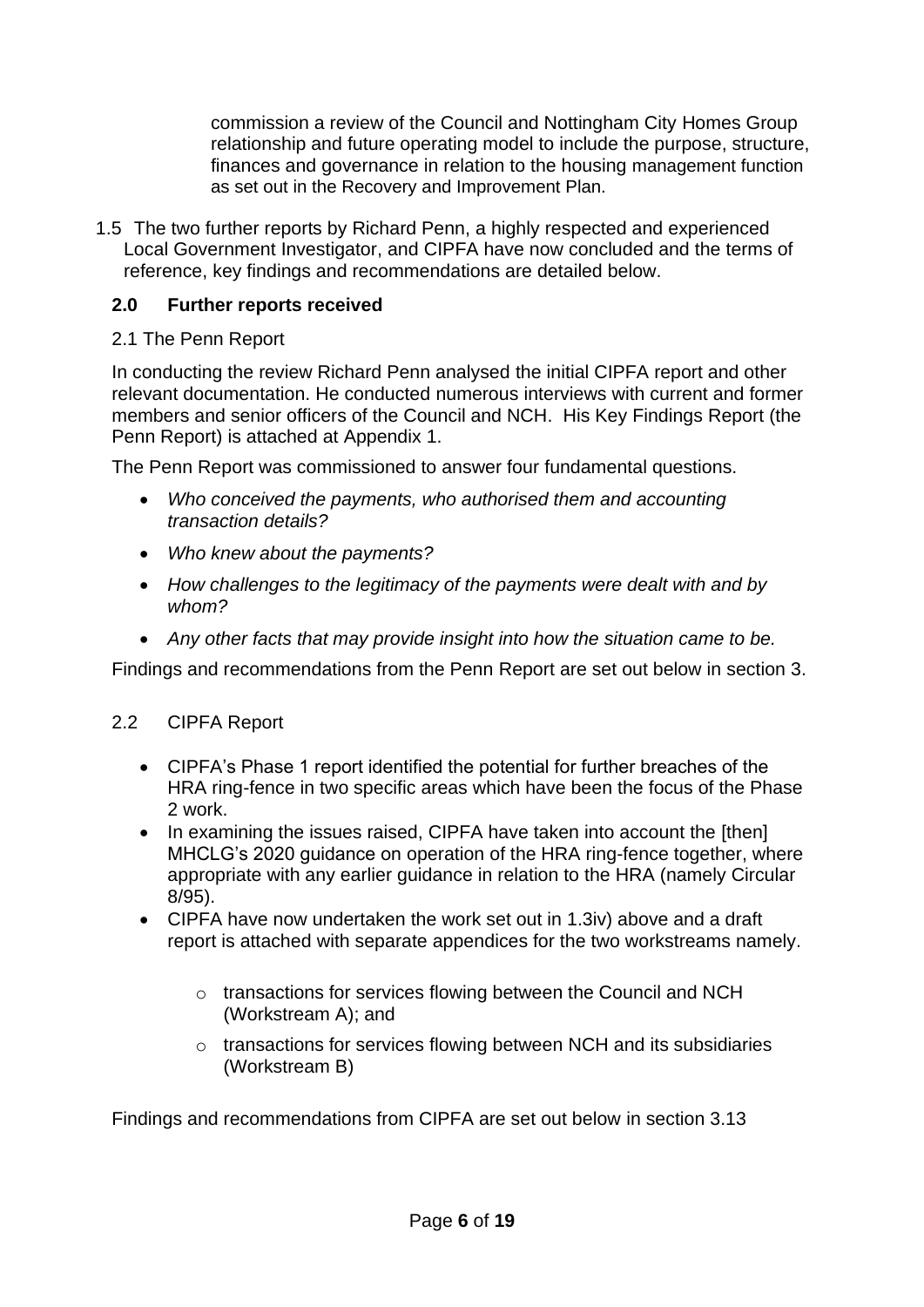commission a review of the Council and Nottingham City Homes Group relationship and future operating model to include the purpose, structure, finances and governance in relation to the housing management function as set out in the Recovery and Improvement Plan.

1.5 The two further reports by Richard Penn, a highly respected and experienced Local Government Investigator, and CIPFA have now concluded and the terms of reference, key findings and recommendations are detailed below.

## 2.0 Further reports received

2.1 The Penn Report

In conducting the review Richard Penn analysed the initial CIPFA report and other relevant documentation. He conducted numerous interviews with current and former members and senior officers of the Council and NCH. His Key Findings Report (the Penn Report) is attached at Appendix 1.

The Penn Report was commissioned to answer four fundamental questions.

- *Who conceived the payments, who authorised them and accounting transaction details?*
- *Who knew about the payments?*
- *How challenges to the legitimacy of the payments were dealt with and by whom?*
- *Any other facts that may provide insight into how the situation came to be.*

Findings and recommendations from the Penn Report are set out below in section 3.

2.2 CIPFA Report

- CIPFA's Phase 1 report identified the potential for further breaches of the HRA ring-fence in two specific areas which have been the focus of the Phase 2 work.
- In examining the issues raised, CIPFA have taken into account the [then] MHCLG's 2020 guidance on operation of the HRA ring-fence together, where appropriate with any earlier guidance in relation to the HRA (namely Circular 8/95).
- CIPFA have now undertaken the work set out in 1.3iv) above and a draft report is attached with separate appendices for the two workstreams namely.
    - transactions for services flowing between the Council and NCH (Workstream A); and
    - transactions for services flowing between NCH and its subsidiaries (Workstream B)

Findings and recommendations from CIPFA are set out below in section 3.13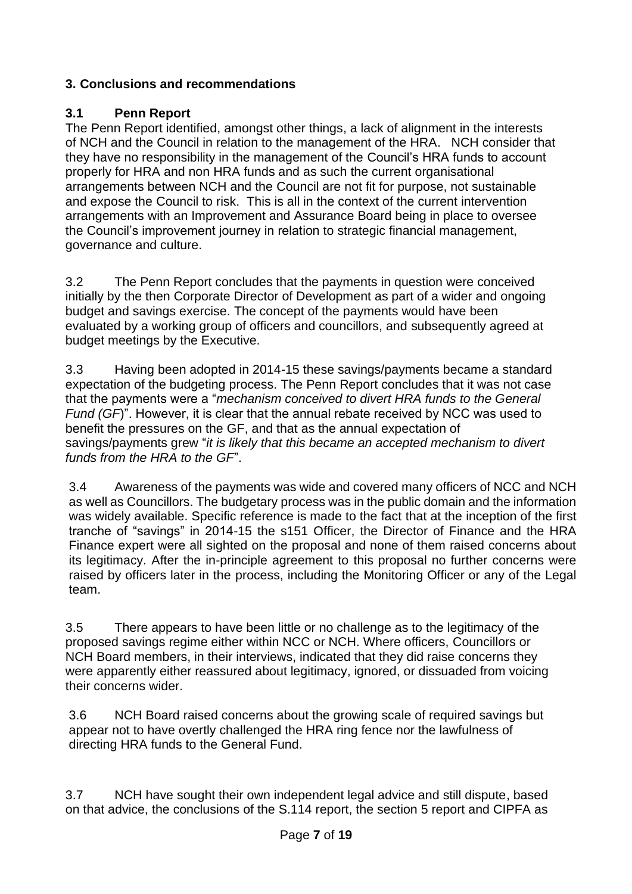## 3. Conclusions and recommendations

### 3.1 Penn Report

The Penn Report identified, amongst other things, a lack of alignment in the interests of NCH and the Council in relation to the management of the HRA. NCH consider that they have no responsibility in the management of the Council's HRA funds to account properly for HRA and non HRA funds and as such the current organisational arrangements between NCH and the Council are not fit for purpose, not sustainable and expose the Council to risk. This is all in the context of the current intervention arrangements with an Improvement and Assurance Board being in place to oversee the Council's improvement journey in relation to strategic financial management, governance and culture.

3.2 The Penn Report concludes that the payments in question were conceived initially by the then Corporate Director of Development as part of a wider and ongoing budget and savings exercise. The concept of the payments would have been evaluated by a working group of officers and councillors, and subsequently agreed at budget meetings by the Executive.

3.3 Having been adopted in 2014-15 these savings/payments became a standard expectation of the budgeting process. The Penn Report concludes that it was not case that the payments were a "*mechanism conceived to divert HRA funds to the General Fund (GF)*". However, it is clear that the annual rebate received by NCC was used to benefit the pressures on the GF, and that as the annual expectation of savings/payments grew "*it is likely that this became an accepted mechanism to divert funds from the HRA to the GF*".

3.4 Awareness of the payments was wide and covered many officers of NCC and NCH as well as Councillors. The budgetary process was in the public domain and the information was widely available. Specific reference is made to the fact that at the inception of the first tranche of "savings" in 2014-15 the s151 Officer, the Director of Finance and the HRA Finance expert were all sighted on the proposal and none of them raised concerns about its legitimacy. After the in-principle agreement to this proposal no further concerns were raised by officers later in the process, including the Monitoring Officer or any of the Legal team.

3.5 There appears to have been little or no challenge as to the legitimacy of the proposed savings regime either within NCC or NCH. Where officers, Councillors or NCH Board members, in their interviews, indicated that they did raise concerns they were apparently either reassured about legitimacy, ignored, or dissuaded from voicing their concerns wider.

3.6 NCH Board raised concerns about the growing scale of required savings but appear not to have overtly challenged the HRA ring fence nor the lawfulness of directing HRA funds to the General Fund.

3.7 NCH have sought their own independent legal advice and still dispute, based on that advice, the conclusions of the S.114 report, the section 5 report and CIPFA as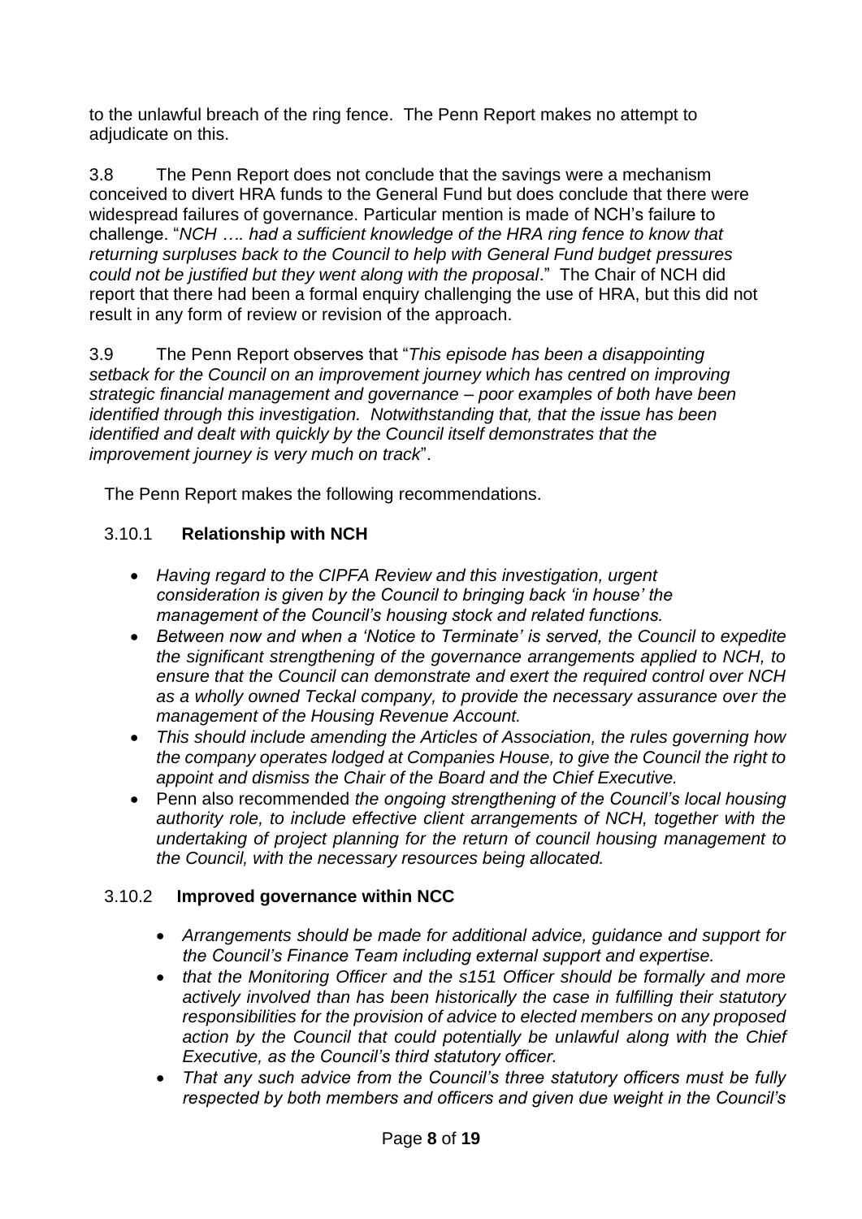to the unlawful breach of the ring fence. The Penn Report makes no attempt to adjudicate on this.

3.8 The Penn Report does not conclude that the savings were a mechanism conceived to divert HRA funds to the General Fund but does conclude that there were widespread failures of governance. Particular mention is made of NCH's failure to challenge. "*NCH …. had a sufficient knowledge of the HRA ring fence to know that returning surpluses back to the Council to help with General Fund budget pressures could not be justified but they went along with the proposal*." The Chair of NCH did report that there had been a formal enquiry challenging the use of HRA, but this did not result in any form of review or revision of the approach.

3.9 The Penn Report observes that "*This episode has been a disappointing setback for the Council on an improvement journey which has centred on improving strategic financial management and governance – poor examples of both have been identified through this investigation. Notwithstanding that, that the issue has been identified and dealt with quickly by the Council itself demonstrates that the improvement journey is very much on track*".

The Penn Report makes the following recommendations.

### 3.10.1 Relationship with NCH

- *Having regard to the CIPFA Review and this investigation, urgent consideration is given by the Council to bringing back 'in house' the management of the Council's housing stock and related functions.*
- *Between now and when a 'Notice to Terminate' is served, the Council to expedite the significant strengthening of the governance arrangements applied to NCH, to ensure that the Council can demonstrate and exert the required control over NCH as a wholly owned Teckal company, to provide the necessary assurance over the management of the Housing Revenue Account.*
- *This should include amending the Articles of Association, the rules governing how the company operates lodged at Companies House, to give the Council the right to appoint and dismiss the Chair of the Board and the Chief Executive.*
- Penn also recommended *the ongoing strengthening of the Council's local housing authority role, to include effective client arrangements of NCH, together with the undertaking of project planning for the return of council housing management to the Council, with the necessary resources being allocated.*

### 3.10.2 Improved governance within NCC

- *Arrangements should be made for additional advice, guidance and support for the Council's Finance Team including external support and expertise.*
- *that the Monitoring Officer and the s151 Officer should be formally and more actively involved than has been historically the case in fulfilling their statutory responsibilities for the provision of advice to elected members on any proposed action by the Council that could potentially be unlawful along with the Chief Executive, as the Council's third statutory officer.*
- *That any such advice from the Council's three statutory officers must be fully respected by both members and officers and given due weight in the Council's*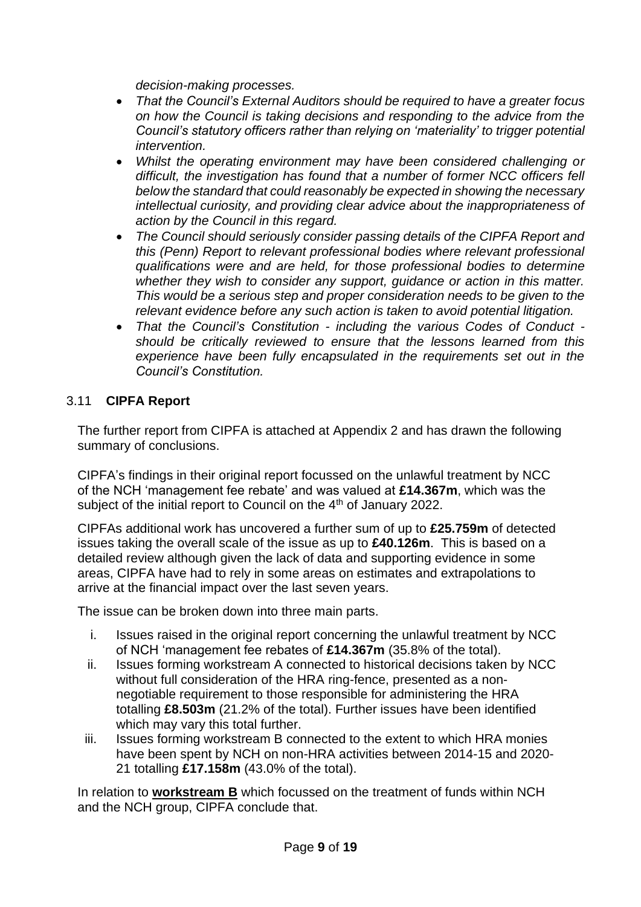*decision-making processes.*

- *That the Council's External Auditors should be required to have a greater focus on how the Council is taking decisions and responding to the advice from the Council's statutory officers rather than relying on 'materiality' to trigger potential intervention.*
- *Whilst the operating environment may have been considered challenging or difficult, the investigation has found that a number of former NCC officers fell below the standard that could reasonably be expected in showing the necessary intellectual curiosity, and providing clear advice about the inappropriateness of action by the Council in this regard.*
- *The Council should seriously consider passing details of the CIPFA Report and this (Penn) Report to relevant professional bodies where relevant professional qualifications were and are held, for those professional bodies to determine whether they wish to consider any support, guidance or action in this matter. This would be a serious step and proper consideration needs to be given to the relevant evidence before any such action is taken to avoid potential litigation.*
- *That the Council's Constitution - including the various Codes of Conduct - should be critically reviewed to ensure that the lessons learned from this experience have been fully encapsulated in the requirements set out in the Council's Constitution.*

### 3.11 **CIPFA Report**

The further report from CIPFA is attached at Appendix 2 and has drawn the following summary of conclusions.

CIPFA's findings in their original report focussed on the unlawful treatment by NCC of the NCH 'management fee rebate' and was valued at **£14.367m**, which was the subject of the initial report to Council on the 4th of January 2022.

CIPFAs additional work has uncovered a further sum of up to **£25.759m** of detected issues taking the overall scale of the issue as up to **£40.126m**. This is based on a detailed review although given the lack of data and supporting evidence in some areas, CIPFA have had to rely in some areas on estimates and extrapolations to arrive at the financial impact over the last seven years.

The issue can be broken down into three main parts.

i. Issues raised in the original report concerning the unlawful treatment by NCC of NCH 'management fee rebates of **£14.367m** (35.8% of the total).
ii. Issues forming workstream A connected to historical decisions taken by NCC without full consideration of the HRA ring-fence, presented as a non-negotiable requirement to those responsible for administering the HRA totalling **£8.503m** (21.2% of the total). Further issues have been identified which may vary this total further.
iii. Issues forming workstream B connected to the extent to which HRA monies have been spent by NCH on non-HRA activities between 2014-15 and 2020-21 totalling **£17.158m** (43.0% of the total).

In relation to **workstream B** which focussed on the treatment of funds within NCH and the NCH group, CIPFA conclude that.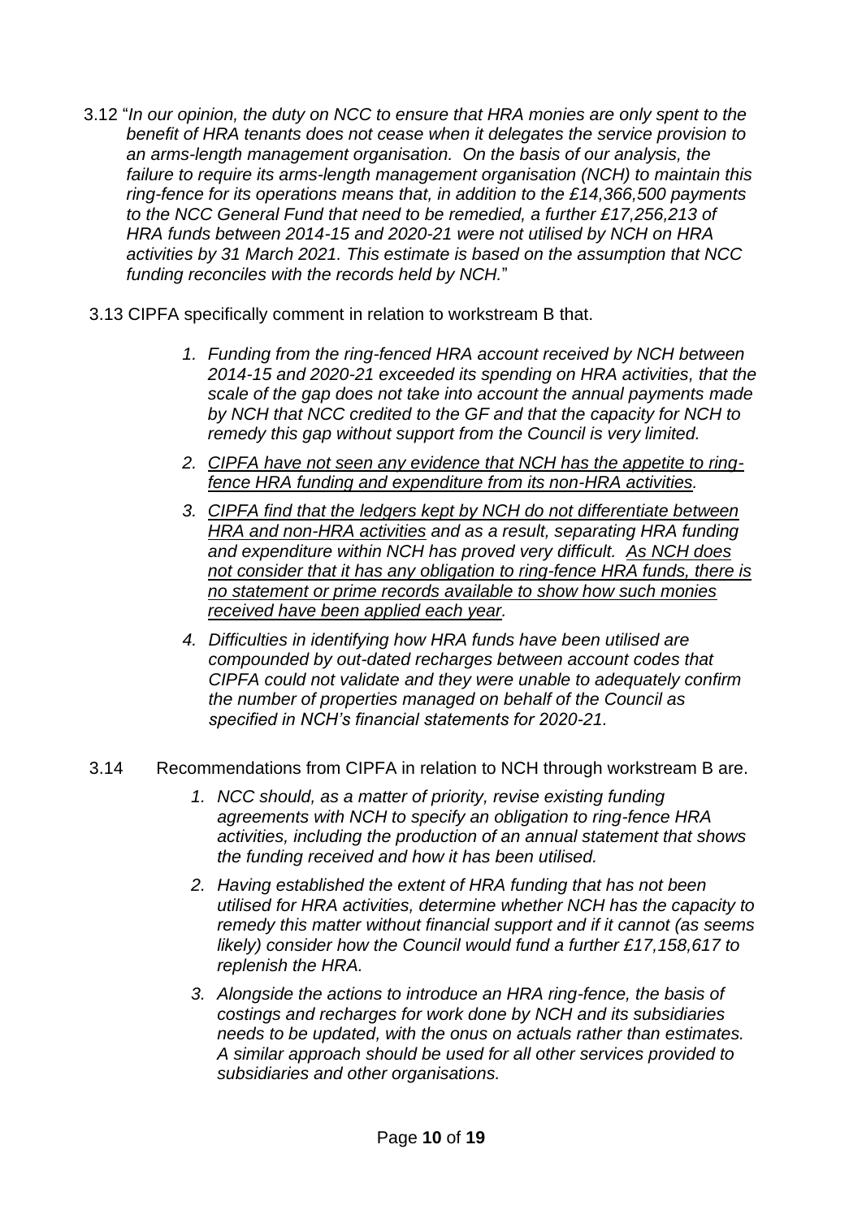3.12 "*In our opinion, the duty on NCC to ensure that HRA monies are only spent to the benefit of HRA tenants does not cease when it delegates the service provision to an arms-length management organisation. On the basis of our analysis, the failure to require its arms-length management organisation (NCH) to maintain this ring-fence for its operations means that, in addition to the £14,366,500 payments to the NCC General Fund that need to be remedied, a further £17,256,213 of HRA funds between 2014-15 and 2020-21 were not utilised by NCH on HRA activities by 31 March 2021. This estimate is based on the assumption that NCC funding reconciles with the records held by NCH.*"

3.13 CIPFA specifically comment in relation to workstream B that.

1. *Funding from the ring-fenced HRA account received by NCH between 2014-15 and 2020-21 exceeded its spending on HRA activities, that the scale of the gap does not take into account the annual payments made by NCH that NCC credited to the GF and that the capacity for NCH to remedy this gap without support from the Council is very limited.*
2. <u>*CIPFA have not seen any evidence that NCH has the appetite to ring-fence HRA funding and expenditure from its non-HRA activities.*</u>
3. <u>*CIPFA find that the ledgers kept by NCH do not differentiate between HRA and non-HRA activities*</u> *and as a result, separating HRA funding and expenditure within NCH has proved very difficult.* <u>*As NCH does not consider that it has any obligation to ring-fence HRA funds, there is no statement or prime records available to show how such monies received have been applied each year.*</u>
4. *Difficulties in identifying how HRA funds have been utilised are compounded by out-dated recharges between account codes that CIPFA could not validate and they were unable to adequately confirm the number of properties managed on behalf of the Council as specified in NCH's financial statements for 2020-21.*

3.14 Recommendations from CIPFA in relation to NCH through workstream B are.

1. *NCC should, as a matter of priority, revise existing funding agreements with NCH to specify an obligation to ring-fence HRA activities, including the production of an annual statement that shows the funding received and how it has been utilised.*
2. *Having established the extent of HRA funding that has not been utilised for HRA activities, determine whether NCH has the capacity to remedy this matter without financial support and if it cannot (as seems likely) consider how the Council would fund a further £17,158,617 to replenish the HRA.*
3. *Alongside the actions to introduce an HRA ring-fence, the basis of costings and recharges for work done by NCH and its subsidiaries needs to be updated, with the onus on actuals rather than estimates. A similar approach should be used for all other services provided to subsidiaries and other organisations.*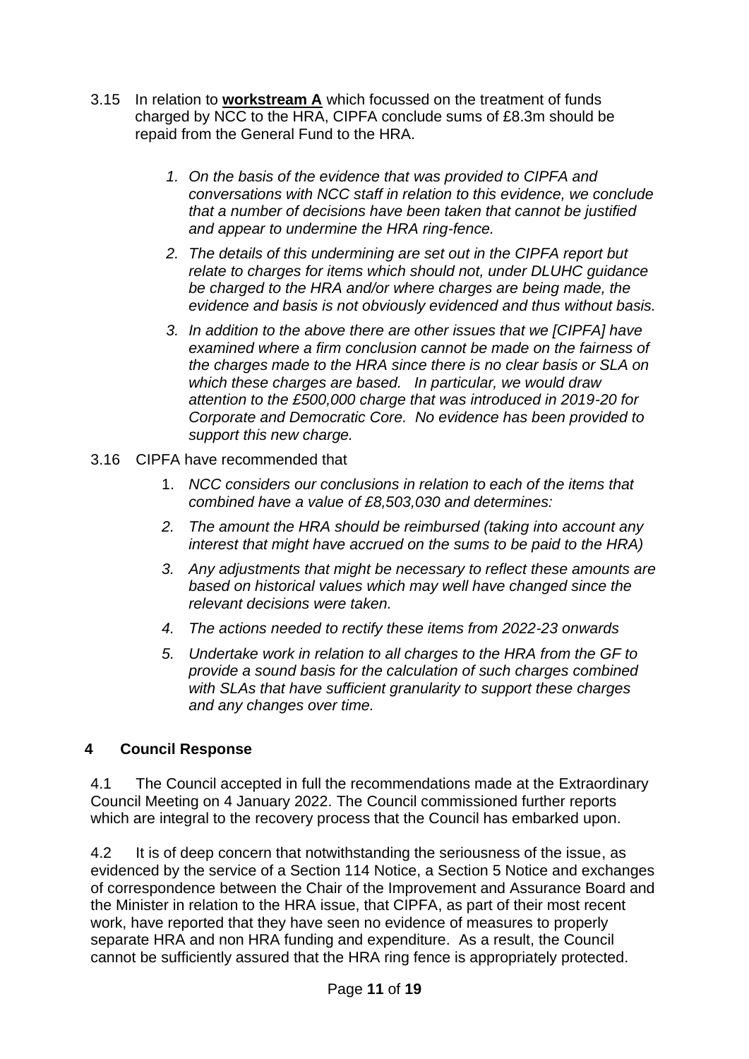3.15 In relation to **workstream A** which focussed on the treatment of funds charged by NCC to the HRA, CIPFA conclude sums of £8.3m should be repaid from the General Fund to the HRA.

1. *On the basis of the evidence that was provided to CIPFA and conversations with NCC staff in relation to this evidence, we conclude that a number of decisions have been taken that cannot be justified and appear to undermine the HRA ring-fence.*
2. *The details of this undermining are set out in the CIPFA report but relate to charges for items which should not, under DLUHC guidance be charged to the HRA and/or where charges are being made, the evidence and basis is not obviously evidenced and thus without basis.*
3. *In addition to the above there are other issues that we [CIPFA] have examined where a firm conclusion cannot be made on the fairness of the charges made to the HRA since there is no clear basis or SLA on which these charges are based. In particular, we would draw attention to the £500,000 charge that was introduced in 2019-20 for Corporate and Democratic Core. No evidence has been provided to support this new charge.*

3.16 CIPFA have recommended that

1. *NCC considers our conclusions in relation to each of the items that combined have a value of £8,503,030 and determines:*
2. *The amount the HRA should be reimbursed (taking into account any interest that might have accrued on the sums to be paid to the HRA)*
3. *Any adjustments that might be necessary to reflect these amounts are based on historical values which may well have changed since the relevant decisions were taken.*
4. *The actions needed to rectify these items from 2022-23 onwards*
5. *Undertake work in relation to all charges to the HRA from the GF to provide a sound basis for the calculation of such charges combined with SLAs that have sufficient granularity to support these charges and any changes over time.*

## 4 Council Response

4.1 The Council accepted in full the recommendations made at the Extraordinary Council Meeting on 4 January 2022. The Council commissioned further reports which are integral to the recovery process that the Council has embarked upon.

4.2 It is of deep concern that notwithstanding the seriousness of the issue, as evidenced by the service of a Section 114 Notice, a Section 5 Notice and exchanges of correspondence between the Chair of the Improvement and Assurance Board and the Minister in relation to the HRA issue, that CIPFA, as part of their most recent work, have reported that they have seen no evidence of measures to properly separate HRA and non HRA funding and expenditure. As a result, the Council cannot be sufficiently assured that the HRA ring fence is appropriately protected.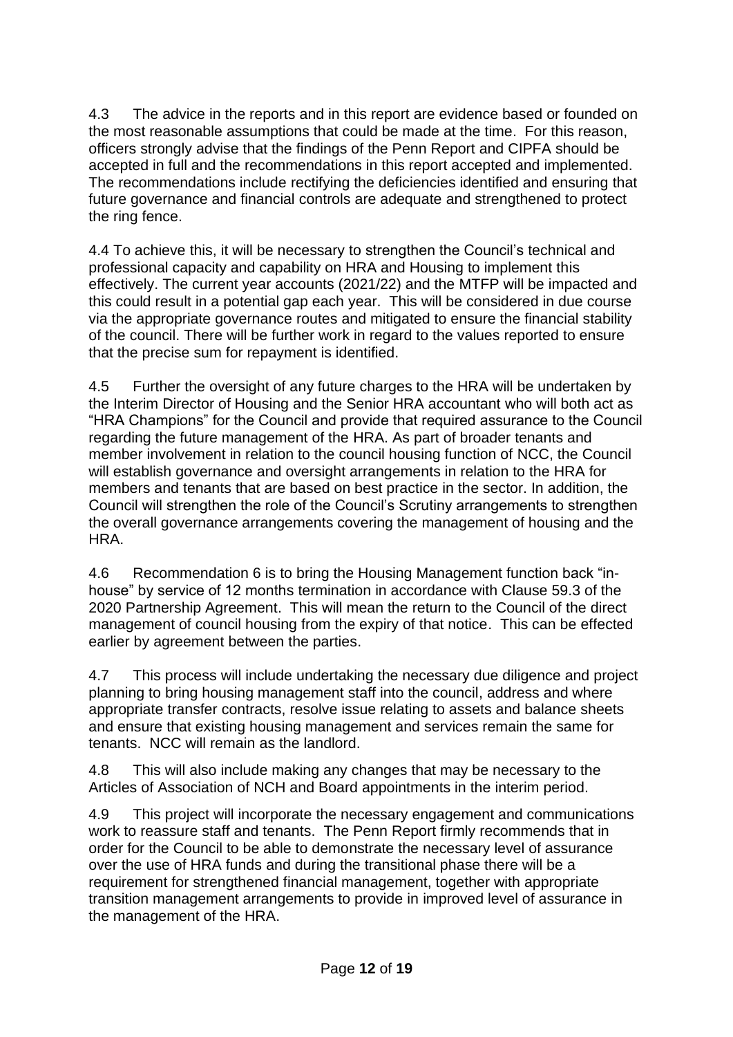4.3 The advice in the reports and in this report are evidence based or founded on the most reasonable assumptions that could be made at the time. For this reason, officers strongly advise that the findings of the Penn Report and CIPFA should be accepted in full and the recommendations in this report accepted and implemented. The recommendations include rectifying the deficiencies identified and ensuring that future governance and financial controls are adequate and strengthened to protect the ring fence.

4.4 To achieve this, it will be necessary to strengthen the Council's technical and professional capacity and capability on HRA and Housing to implement this effectively. The current year accounts (2021/22) and the MTFP will be impacted and this could result in a potential gap each year. This will be considered in due course via the appropriate governance routes and mitigated to ensure the financial stability of the council. There will be further work in regard to the values reported to ensure that the precise sum for repayment is identified.

4.5 Further the oversight of any future charges to the HRA will be undertaken by the Interim Director of Housing and the Senior HRA accountant who will both act as "HRA Champions" for the Council and provide that required assurance to the Council regarding the future management of the HRA. As part of broader tenants and member involvement in relation to the council housing function of NCC, the Council will establish governance and oversight arrangements in relation to the HRA for members and tenants that are based on best practice in the sector. In addition, the Council will strengthen the role of the Council's Scrutiny arrangements to strengthen the overall governance arrangements covering the management of housing and the HRA.

4.6 Recommendation 6 is to bring the Housing Management function back "in-house" by service of 12 months termination in accordance with Clause 59.3 of the 2020 Partnership Agreement. This will mean the return to the Council of the direct management of council housing from the expiry of that notice. This can be effected earlier by agreement between the parties.

4.7 This process will include undertaking the necessary due diligence and project planning to bring housing management staff into the council, address and where appropriate transfer contracts, resolve issue relating to assets and balance sheets and ensure that existing housing management and services remain the same for tenants. NCC will remain as the landlord.

4.8 This will also include making any changes that may be necessary to the Articles of Association of NCH and Board appointments in the interim period.

4.9 This project will incorporate the necessary engagement and communications work to reassure staff and tenants. The Penn Report firmly recommends that in order for the Council to be able to demonstrate the necessary level of assurance over the use of HRA funds and during the transitional phase there will be a requirement for strengthened financial management, together with appropriate transition management arrangements to provide in improved level of assurance in the management of the HRA.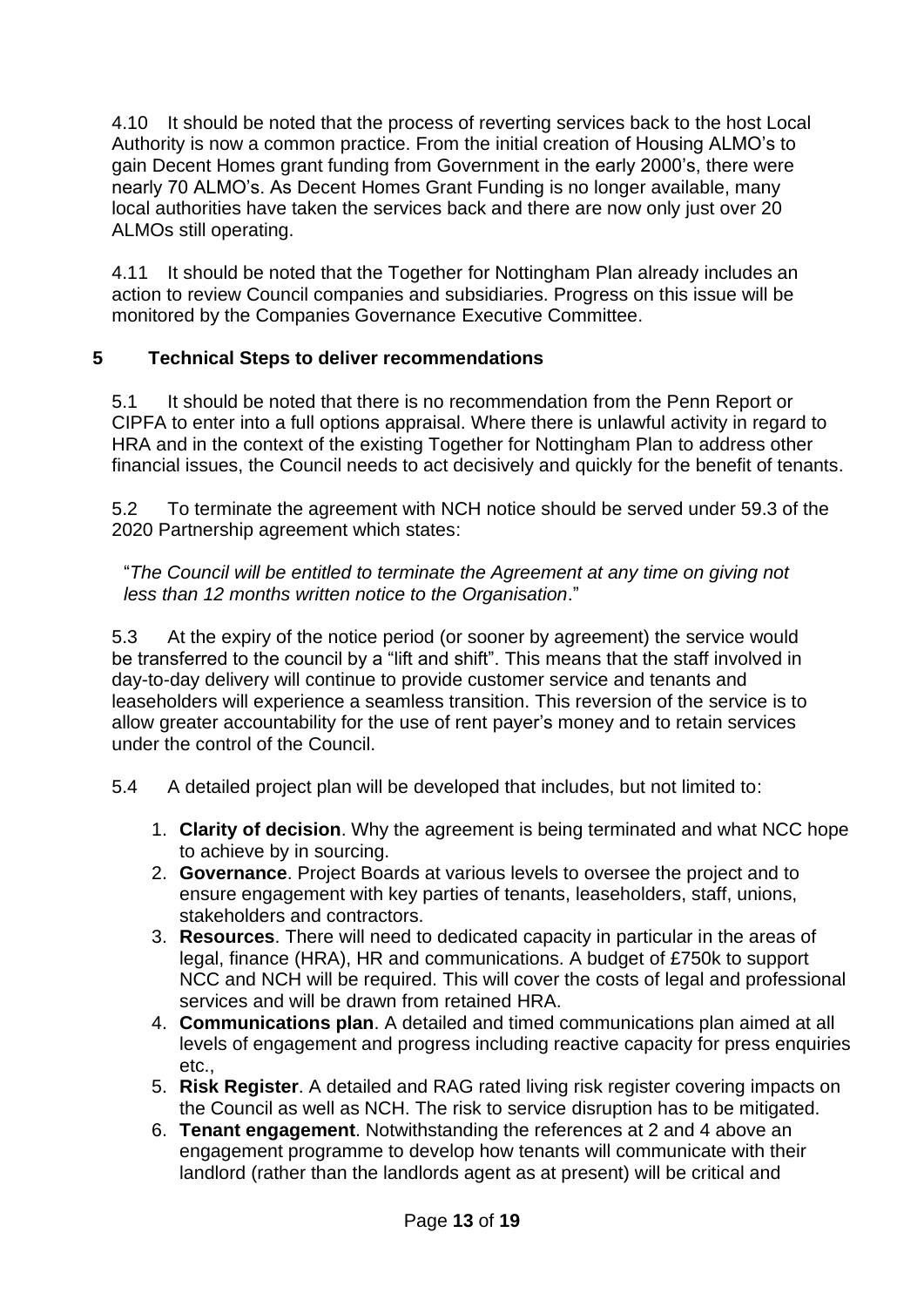4.10 It should be noted that the process of reverting services back to the host Local Authority is now a common practice. From the initial creation of Housing ALMO's to gain Decent Homes grant funding from Government in the early 2000's, there were nearly 70 ALMO's. As Decent Homes Grant Funding is no longer available, many local authorities have taken the services back and there are now only just over 20 ALMOs still operating.

4.11 It should be noted that the Together for Nottingham Plan already includes an action to review Council companies and subsidiaries. Progress on this issue will be monitored by the Companies Governance Executive Committee.

## 5 Technical Steps to deliver recommendations

5.1 It should be noted that there is no recommendation from the Penn Report or CIPFA to enter into a full options appraisal. Where there is unlawful activity in regard to HRA and in the context of the existing Together for Nottingham Plan to address other financial issues, the Council needs to act decisively and quickly for the benefit of tenants.

5.2 To terminate the agreement with NCH notice should be served under 59.3 of the 2020 Partnership agreement which states:

"*The Council will be entitled to terminate the Agreement at any time on giving not less than 12 months written notice to the Organisation*."

5.3 At the expiry of the notice period (or sooner by agreement) the service would be transferred to the council by a "lift and shift". This means that the staff involved in day-to-day delivery will continue to provide customer service and tenants and leaseholders will experience a seamless transition. This reversion of the service is to allow greater accountability for the use of rent payer's money and to retain services under the control of the Council.

5.4 A detailed project plan will be developed that includes, but not limited to:

1. **Clarity of decision**. Why the agreement is being terminated and what NCC hope to achieve by in sourcing.
2. **Governance**. Project Boards at various levels to oversee the project and to ensure engagement with key parties of tenants, leaseholders, staff, unions, stakeholders and contractors.
3. **Resources**. There will need to dedicated capacity in particular in the areas of legal, finance (HRA), HR and communications. A budget of £750k to support NCC and NCH will be required. This will cover the costs of legal and professional services and will be drawn from retained HRA.
4. **Communications plan**. A detailed and timed communications plan aimed at all levels of engagement and progress including reactive capacity for press enquiries etc.,
5. **Risk Register**. A detailed and RAG rated living risk register covering impacts on the Council as well as NCH. The risk to service disruption has to be mitigated.
6. **Tenant engagement**. Notwithstanding the references at 2 and 4 above an engagement programme to develop how tenants will communicate with their landlord (rather than the landlords agent as at present) will be critical and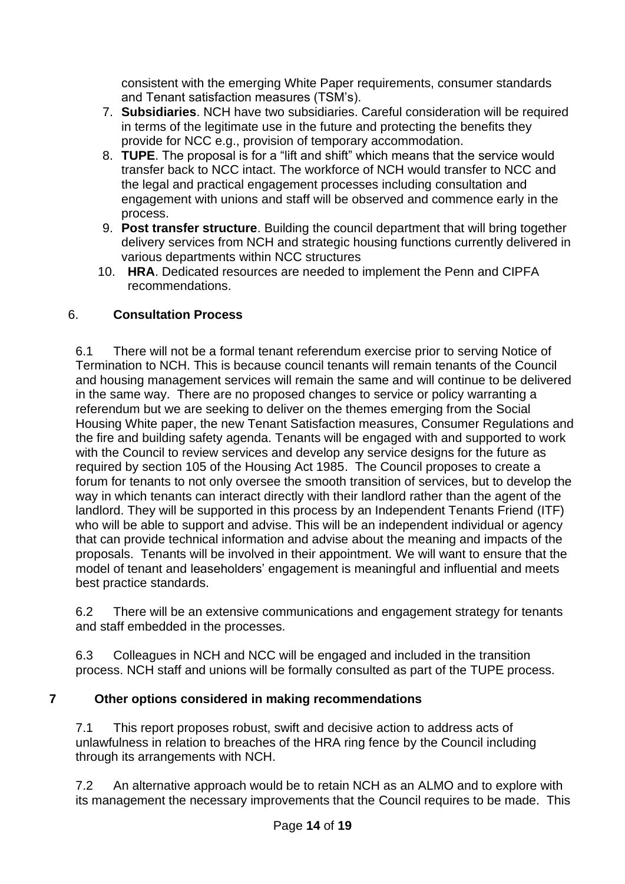consistent with the emerging White Paper requirements, consumer standards and Tenant satisfaction measures (TSM's).

7. **Subsidiaries**. NCH have two subsidiaries. Careful consideration will be required in terms of the legitimate use in the future and protecting the benefits they provide for NCC e.g., provision of temporary accommodation.
8. **TUPE**. The proposal is for a "lift and shift" which means that the service would transfer back to NCC intact. The workforce of NCH would transfer to NCC and the legal and practical engagement processes including consultation and engagement with unions and staff will be observed and commence early in the process.
9. **Post transfer structure**. Building the council department that will bring together delivery services from NCH and strategic housing functions currently delivered in various departments within NCC structures
10. **HRA**. Dedicated resources are needed to implement the Penn and CIPFA recommendations.

## 6. Consultation Process

6.1 There will not be a formal tenant referendum exercise prior to serving Notice of Termination to NCH. This is because council tenants will remain tenants of the Council and housing management services will remain the same and will continue to be delivered in the same way. There are no proposed changes to service or policy warranting a referendum but we are seeking to deliver on the themes emerging from the Social Housing White paper, the new Tenant Satisfaction measures, Consumer Regulations and the fire and building safety agenda. Tenants will be engaged with and supported to work with the Council to review services and develop any service designs for the future as required by section 105 of the Housing Act 1985. The Council proposes to create a forum for tenants to not only oversee the smooth transition of services, but to develop the way in which tenants can interact directly with their landlord rather than the agent of the landlord. They will be supported in this process by an Independent Tenants Friend (ITF) who will be able to support and advise. This will be an independent individual or agency that can provide technical information and advise about the meaning and impacts of the proposals. Tenants will be involved in their appointment. We will want to ensure that the model of tenant and leaseholders' engagement is meaningful and influential and meets best practice standards.

6.2 There will be an extensive communications and engagement strategy for tenants and staff embedded in the processes.

6.3 Colleagues in NCH and NCC will be engaged and included in the transition process. NCH staff and unions will be formally consulted as part of the TUPE process.

## 7 Other options considered in making recommendations

7.1 This report proposes robust, swift and decisive action to address acts of unlawfulness in relation to breaches of the HRA ring fence by the Council including through its arrangements with NCH.

7.2 An alternative approach would be to retain NCH as an ALMO and to explore with its management the necessary improvements that the Council requires to be made. This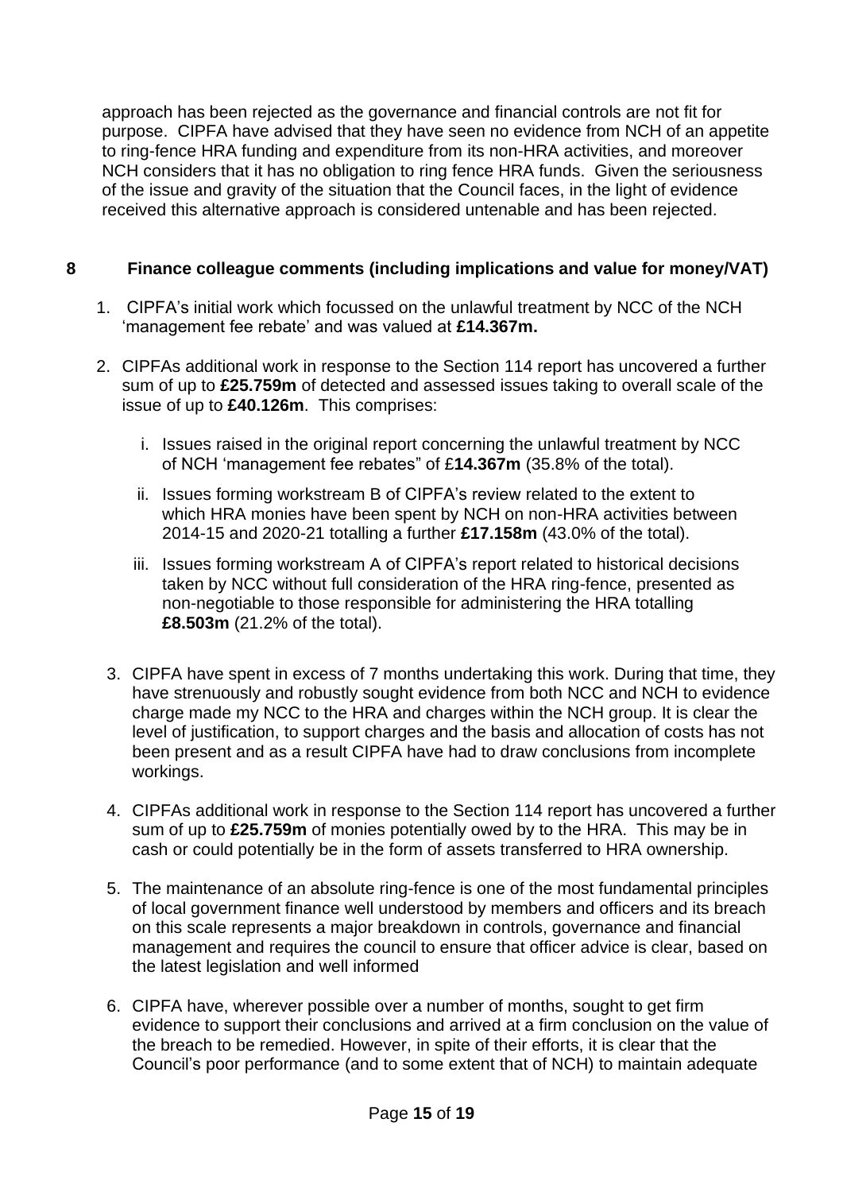approach has been rejected as the governance and financial controls are not fit for purpose. CIPFA have advised that they have seen no evidence from NCH of an appetite to ring-fence HRA funding and expenditure from its non-HRA activities, and moreover NCH considers that it has no obligation to ring fence HRA funds. Given the seriousness of the issue and gravity of the situation that the Council faces, in the light of evidence received this alternative approach is considered untenable and has been rejected.

## 8 Finance colleague comments (including implications and value for money/VAT)

1. CIPFA's initial work which focussed on the unlawful treatment by NCC of the NCH 'management fee rebate' and was valued at **£14.367m.**

2. CIPFAs additional work in response to the Section 114 report has uncovered a further sum of up to **£25.759m** of detected and assessed issues taking to overall scale of the issue of up to **£40.126m**. This comprises:

   i. Issues raised in the original report concerning the unlawful treatment by NCC of NCH 'management fee rebates" of £**14.367m** (35.8% of the total).

   ii. Issues forming workstream B of CIPFA's review related to the extent to which HRA monies have been spent by NCH on non-HRA activities between 2014-15 and 2020-21 totalling a further **£17.158m** (43.0% of the total).

   iii. Issues forming workstream A of CIPFA's report related to historical decisions taken by NCC without full consideration of the HRA ring-fence, presented as non-negotiable to those responsible for administering the HRA totalling **£8.503m** (21.2% of the total).

3. CIPFA have spent in excess of 7 months undertaking this work. During that time, they have strenuously and robustly sought evidence from both NCC and NCH to evidence charge made my NCC to the HRA and charges within the NCH group. It is clear the level of justification, to support charges and the basis and allocation of costs has not been present and as a result CIPFA have had to draw conclusions from incomplete workings.

4. CIPFAs additional work in response to the Section 114 report has uncovered a further sum of up to **£25.759m** of monies potentially owed by to the HRA. This may be in cash or could potentially be in the form of assets transferred to HRA ownership.

5. The maintenance of an absolute ring-fence is one of the most fundamental principles of local government finance well understood by members and officers and its breach on this scale represents a major breakdown in controls, governance and financial management and requires the council to ensure that officer advice is clear, based on the latest legislation and well informed

6. CIPFA have, wherever possible over a number of months, sought to get firm evidence to support their conclusions and arrived at a firm conclusion on the value of the breach to be remedied. However, in spite of their efforts, it is clear that the Council's poor performance (and to some extent that of NCH) to maintain adequate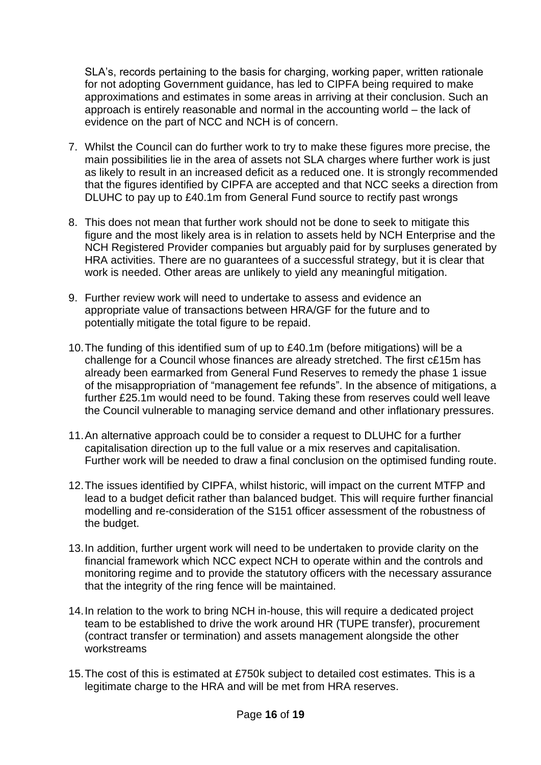SLA's, records pertaining to the basis for charging, working paper, written rationale for not adopting Government guidance, has led to CIPFA being required to make approximations and estimates in some areas in arriving at their conclusion. Such an approach is entirely reasonable and normal in the accounting world – the lack of evidence on the part of NCC and NCH is of concern.

7. Whilst the Council can do further work to try to make these figures more precise, the main possibilities lie in the area of assets not SLA charges where further work is just as likely to result in an increased deficit as a reduced one. It is strongly recommended that the figures identified by CIPFA are accepted and that NCC seeks a direction from DLUHC to pay up to £40.1m from General Fund source to rectify past wrongs

8. This does not mean that further work should not be done to seek to mitigate this figure and the most likely area is in relation to assets held by NCH Enterprise and the NCH Registered Provider companies but arguably paid for by surpluses generated by HRA activities. There are no guarantees of a successful strategy, but it is clear that work is needed. Other areas are unlikely to yield any meaningful mitigation.

9. Further review work will need to undertake to assess and evidence an appropriate value of transactions between HRA/GF for the future and to potentially mitigate the total figure to be repaid.

10. The funding of this identified sum of up to £40.1m (before mitigations) will be a challenge for a Council whose finances are already stretched. The first c£15m has already been earmarked from General Fund Reserves to remedy the phase 1 issue of the misappropriation of "management fee refunds". In the absence of mitigations, a further £25.1m would need to be found. Taking these from reserves could well leave the Council vulnerable to managing service demand and other inflationary pressures.

11. An alternative approach could be to consider a request to DLUHC for a further capitalisation direction up to the full value or a mix reserves and capitalisation. Further work will be needed to draw a final conclusion on the optimised funding route.

12. The issues identified by CIPFA, whilst historic, will impact on the current MTFP and lead to a budget deficit rather than balanced budget. This will require further financial modelling and re-consideration of the S151 officer assessment of the robustness of the budget.

13. In addition, further urgent work will need to be undertaken to provide clarity on the financial framework which NCC expect NCH to operate within and the controls and monitoring regime and to provide the statutory officers with the necessary assurance that the integrity of the ring fence will be maintained.

14. In relation to the work to bring NCH in-house, this will require a dedicated project team to be established to drive the work around HR (TUPE transfer), procurement (contract transfer or termination) and assets management alongside the other workstreams

15. The cost of this is estimated at £750k subject to detailed cost estimates. This is a legitimate charge to the HRA and will be met from HRA reserves.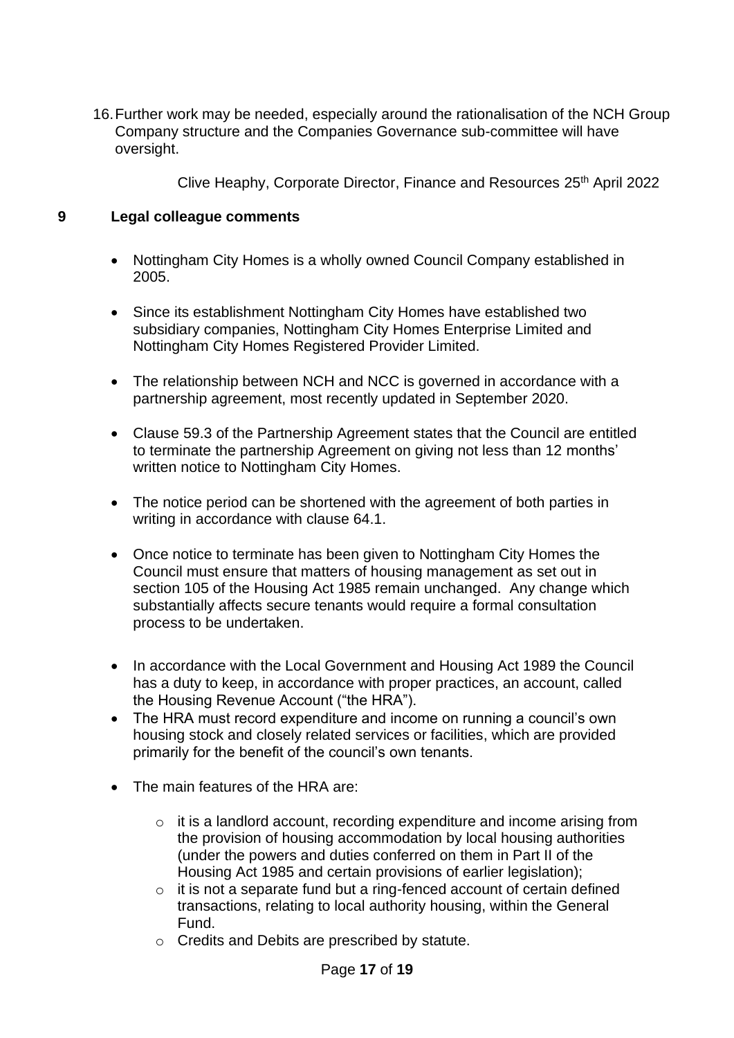16. Further work may be needed, especially around the rationalisation of the NCH Group Company structure and the Companies Governance sub-committee will have oversight.

Clive Heaphy, Corporate Director, Finance and Resources 25th April 2022

## 9 Legal colleague comments

- Nottingham City Homes is a wholly owned Council Company established in 2005.
- Since its establishment Nottingham City Homes have established two subsidiary companies, Nottingham City Homes Enterprise Limited and Nottingham City Homes Registered Provider Limited.
- The relationship between NCH and NCC is governed in accordance with a partnership agreement, most recently updated in September 2020.
- Clause 59.3 of the Partnership Agreement states that the Council are entitled to terminate the partnership Agreement on giving not less than 12 months' written notice to Nottingham City Homes.
- The notice period can be shortened with the agreement of both parties in writing in accordance with clause 64.1.
- Once notice to terminate has been given to Nottingham City Homes the Council must ensure that matters of housing management as set out in section 105 of the Housing Act 1985 remain unchanged. Any change which substantially affects secure tenants would require a formal consultation process to be undertaken.
- In accordance with the Local Government and Housing Act 1989 the Council has a duty to keep, in accordance with proper practices, an account, called the Housing Revenue Account ("the HRA").
- The HRA must record expenditure and income on running a council's own housing stock and closely related services or facilities, which are provided primarily for the benefit of the council's own tenants.
- The main features of the HRA are:
    - it is a landlord account, recording expenditure and income arising from the provision of housing accommodation by local housing authorities (under the powers and duties conferred on them in Part II of the Housing Act 1985 and certain provisions of earlier legislation);
    - it is not a separate fund but a ring-fenced account of certain defined transactions, relating to local authority housing, within the General Fund.
    - Credits and Debits are prescribed by statute.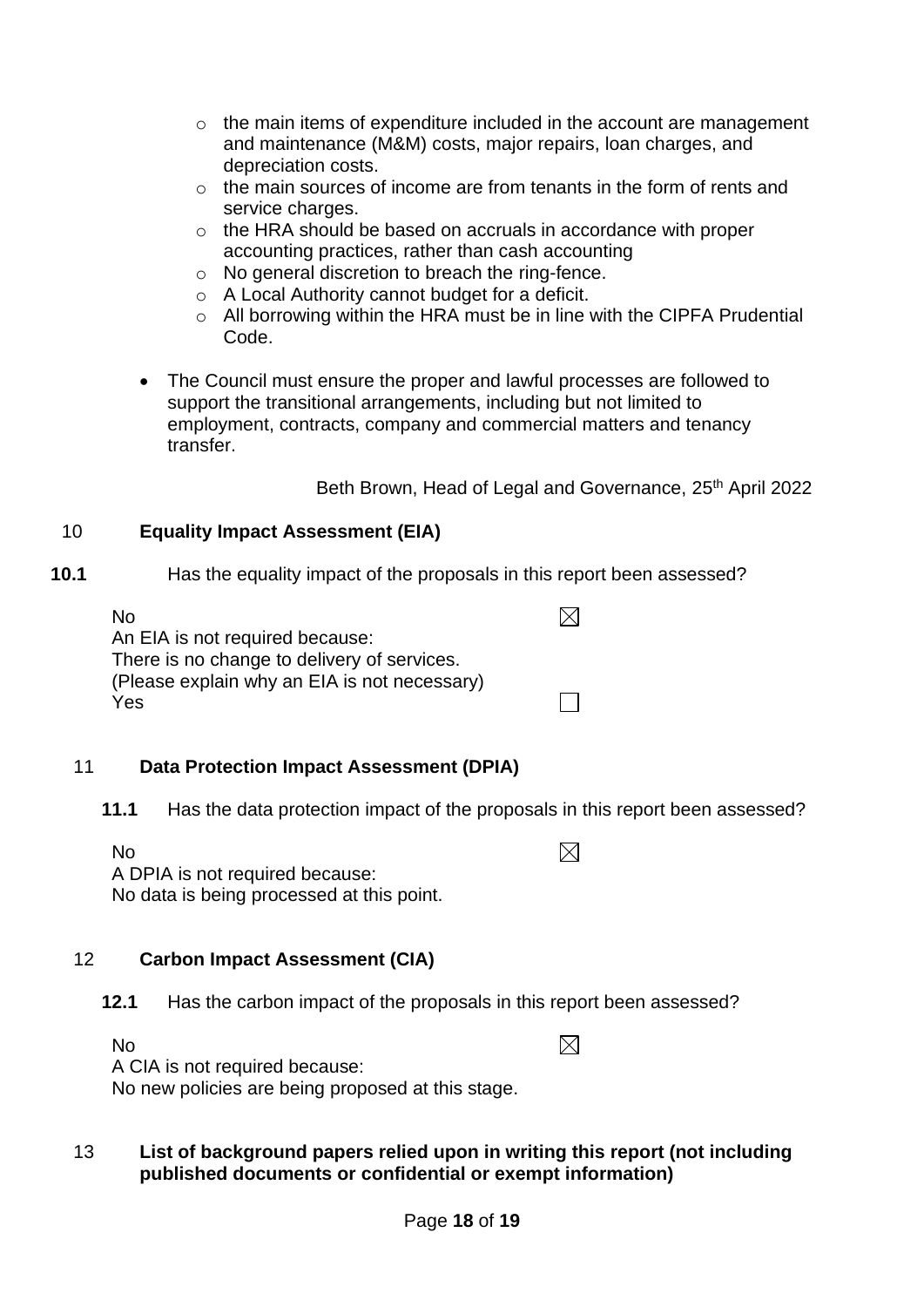- the main items of expenditure included in the account are management and maintenance (M&M) costs, major repairs, loan charges, and depreciation costs.
    - the main sources of income are from tenants in the form of rents and service charges.
    - the HRA should be based on accruals in accordance with proper accounting practices, rather than cash accounting
    - No general discretion to breach the ring-fence.
    - A Local Authority cannot budget for a deficit.
    - All borrowing within the HRA must be in line with the CIPFA Prudential Code.

- The Council must ensure the proper and lawful processes are followed to support the transitional arrangements, including but not limited to employment, contracts, company and commercial matters and tenancy transfer.

Beth Brown, Head of Legal and Governance, 25th April 2022

## 10 Equality Impact Assessment (EIA)

**10.1** Has the equality impact of the proposals in this report been assessed?

No ☒
An EIA is not required because:
There is no change to delivery of services.
(Please explain why an EIA is not necessary)
Yes ☐

## 11 Data Protection Impact Assessment (DPIA)

**11.1** Has the data protection impact of the proposals in this report been assessed?

No ☒
A DPIA is not required because:
No data is being processed at this point.

## 12 Carbon Impact Assessment (CIA)

**12.1** Has the carbon impact of the proposals in this report been assessed?

No ☒
A CIA is not required because:
No new policies are being proposed at this stage.

## 13 List of background papers relied upon in writing this report (not including published documents or confidential or exempt information)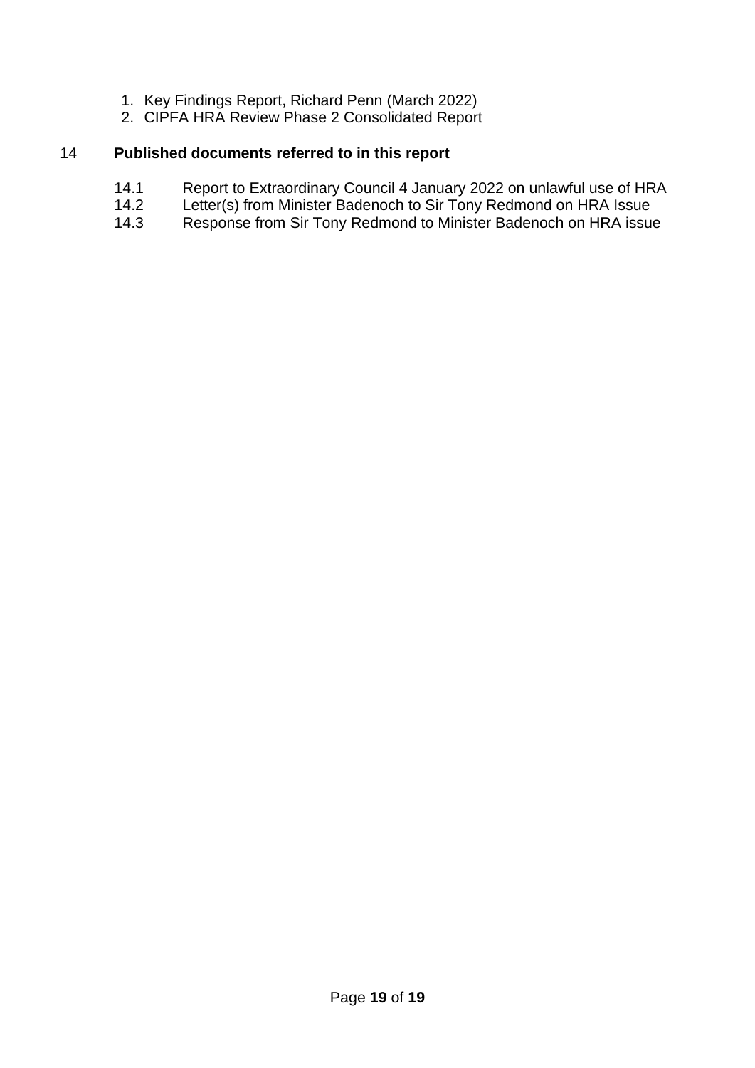1. Key Findings Report, Richard Penn (March 2022)
2. CIPFA HRA Review Phase 2 Consolidated Report

## 14 Published documents referred to in this report

14.1 Report to Extraordinary Council 4 January 2022 on unlawful use of HRA

14.2 Letter(s) from Minister Badenoch to Sir Tony Redmond on HRA Issue

14.3 Response from Sir Tony Redmond to Minister Badenoch on HRA issue